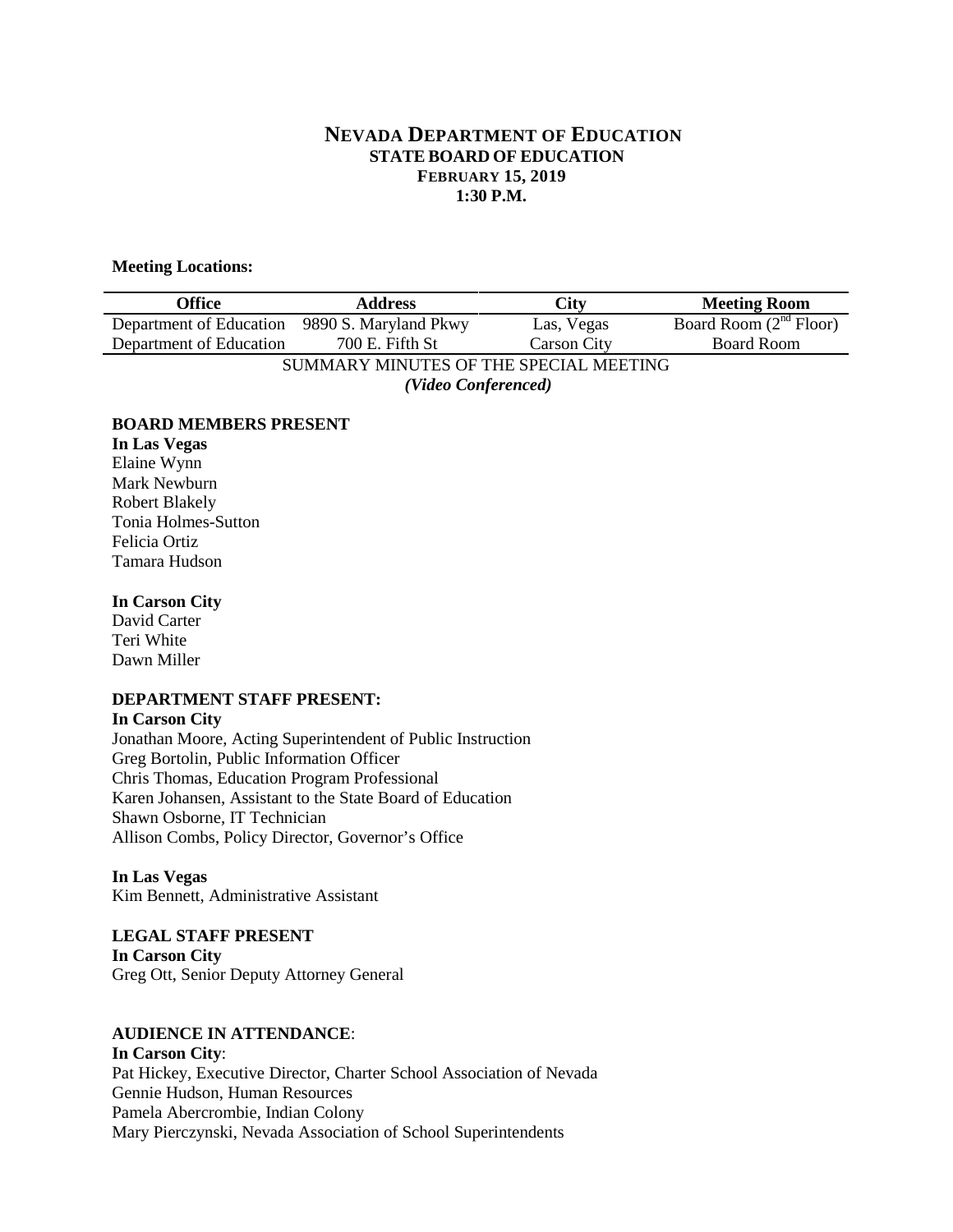# NEVADA DEPARTMENT OF EDUCATION
## STATE BOARD OF EDUCATION
### FEBRUARY 15, 2019
### 1:30 P.M.

**Meeting Locations:**

| Office | Address | City | Meeting Room |
|---|---|---|---|
| Department of Education | 9890 S. Maryland Pkwy | Las, Vegas | Board Room (2nd Floor) |
| Department of Education | 700 E. Fifth St | Carson City | Board Room |

SUMMARY MINUTES OF THE SPECIAL MEETING
***(Video Conferenced)***

**BOARD MEMBERS PRESENT**
**In Las Vegas**
Elaine Wynn
Mark Newburn
Robert Blakely
Tonia Holmes-Sutton
Felicia Ortiz
Tamara Hudson

**In Carson City**
David Carter
Teri White
Dawn Miller

**DEPARTMENT STAFF PRESENT:**
**In Carson City**
Jonathan Moore, Acting Superintendent of Public Instruction
Greg Bortolin, Public Information Officer
Chris Thomas, Education Program Professional
Karen Johansen, Assistant to the State Board of Education
Shawn Osborne, IT Technician
Allison Combs, Policy Director, Governor's Office

**In Las Vegas**
Kim Bennett, Administrative Assistant

**LEGAL STAFF PRESENT**
**In Carson City**
Greg Ott, Senior Deputy Attorney General

**AUDIENCE IN ATTENDANCE**:
**In Carson City**:
Pat Hickey, Executive Director, Charter School Association of Nevada
Gennie Hudson, Human Resources
Pamela Abercrombie, Indian Colony
Mary Pierczynski, Nevada Association of School Superintendents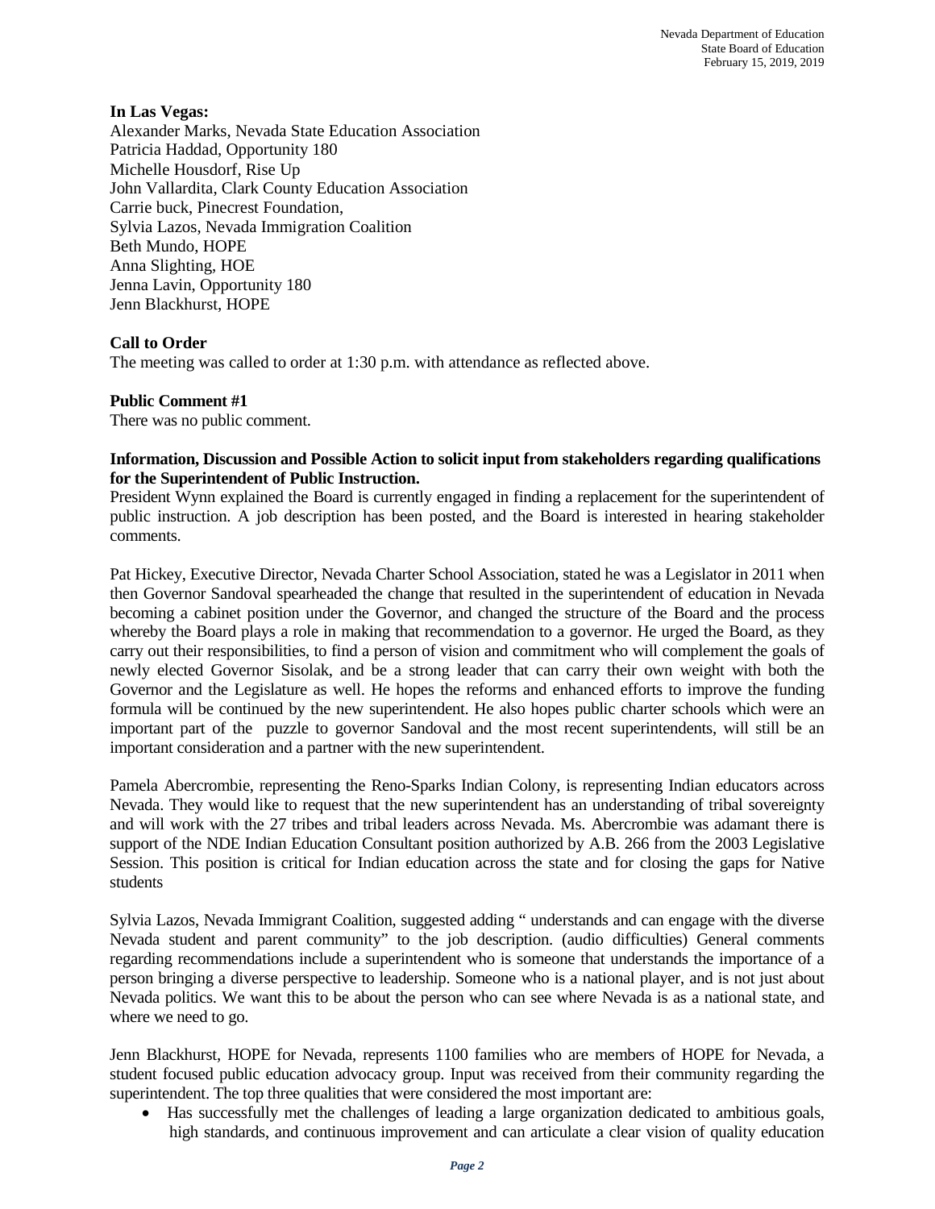**In Las Vegas:**
Alexander Marks, Nevada State Education Association
Patricia Haddad, Opportunity 180
Michelle Housdorf, Rise Up
John Vallardita, Clark County Education Association
Carrie buck, Pinecrest Foundation,
Sylvia Lazos, Nevada Immigration Coalition
Beth Mundo, HOPE
Anna Slighting, HOE
Jenna Lavin, Opportunity 180
Jenn Blackhurst, HOPE

**Call to Order**
The meeting was called to order at 1:30 p.m. with attendance as reflected above.

**Public Comment #1**
There was no public comment.

**Information, Discussion and Possible Action to solicit input from stakeholders regarding qualifications for the Superintendent of Public Instruction.**
President Wynn explained the Board is currently engaged in finding a replacement for the superintendent of public instruction. A job description has been posted, and the Board is interested in hearing stakeholder comments.

Pat Hickey, Executive Director, Nevada Charter School Association, stated he was a Legislator in 2011 when then Governor Sandoval spearheaded the change that resulted in the superintendent of education in Nevada becoming a cabinet position under the Governor, and changed the structure of the Board and the process whereby the Board plays a role in making that recommendation to a governor. He urged the Board, as they carry out their responsibilities, to find a person of vision and commitment who will complement the goals of newly elected Governor Sisolak, and be a strong leader that can carry their own weight with both the Governor and the Legislature as well. He hopes the reforms and enhanced efforts to improve the funding formula will be continued by the new superintendent. He also hopes public charter schools which were an important part of the puzzle to governor Sandoval and the most recent superintendents, will still be an important consideration and a partner with the new superintendent.

Pamela Abercrombie, representing the Reno-Sparks Indian Colony, is representing Indian educators across Nevada. They would like to request that the new superintendent has an understanding of tribal sovereignty and will work with the 27 tribes and tribal leaders across Nevada. Ms. Abercrombie was adamant there is support of the NDE Indian Education Consultant position authorized by A.B. 266 from the 2003 Legislative Session. This position is critical for Indian education across the state and for closing the gaps for Native students

Sylvia Lazos, Nevada Immigrant Coalition, suggested adding " understands and can engage with the diverse Nevada student and parent community" to the job description. (audio difficulties) General comments regarding recommendations include a superintendent who is someone that understands the importance of a person bringing a diverse perspective to leadership. Someone who is a national player, and is not just about Nevada politics. We want this to be about the person who can see where Nevada is as a national state, and where we need to go.

Jenn Blackhurst, HOPE for Nevada, represents 1100 families who are members of HOPE for Nevada, a student focused public education advocacy group. Input was received from their community regarding the superintendent. The top three qualities that were considered the most important are:

- Has successfully met the challenges of leading a large organization dedicated to ambitious goals, high standards, and continuous improvement and can articulate a clear vision of quality education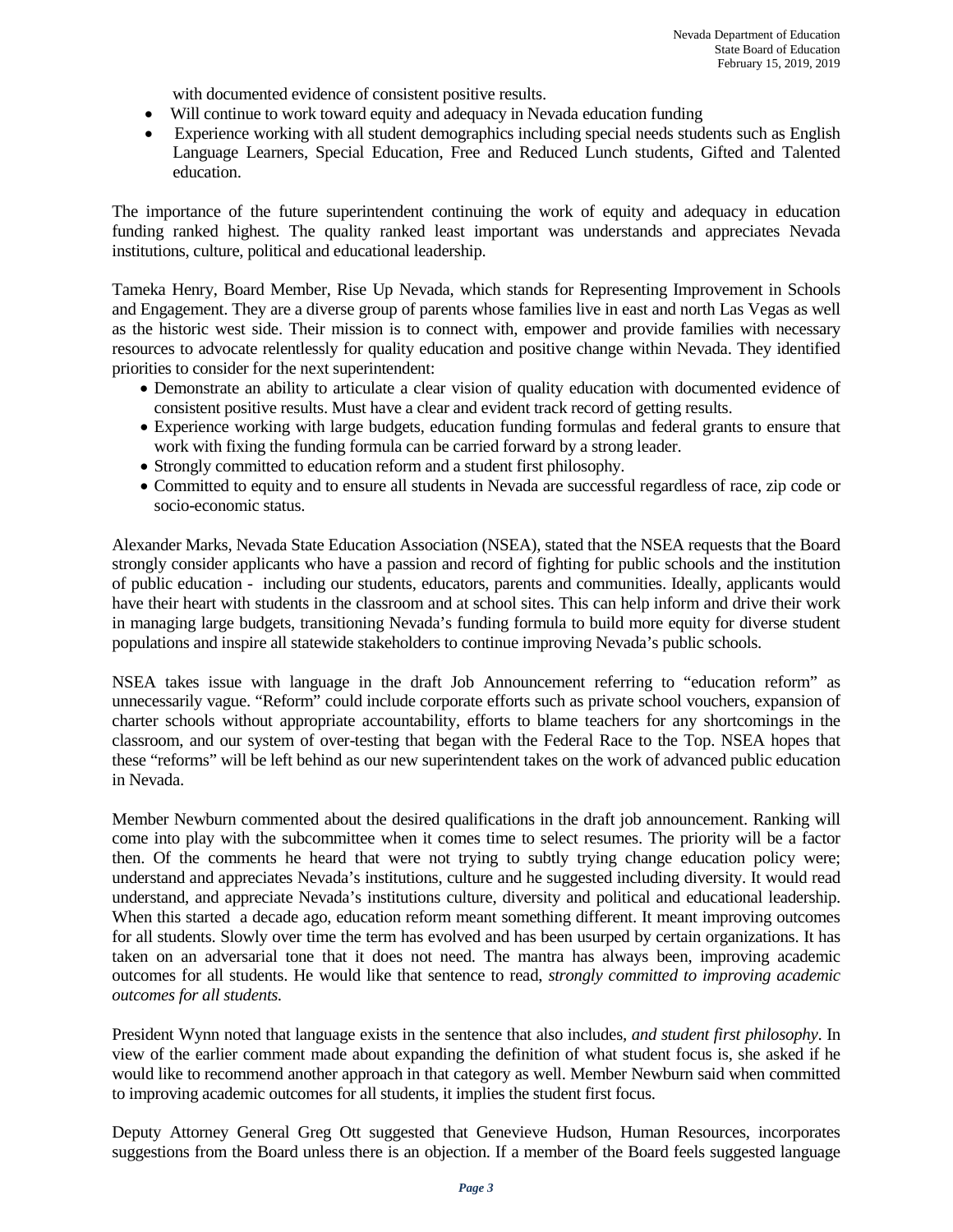with documented evidence of consistent positive results.

- Will continue to work toward equity and adequacy in Nevada education funding
- Experience working with all student demographics including special needs students such as English Language Learners, Special Education, Free and Reduced Lunch students, Gifted and Talented education.

The importance of the future superintendent continuing the work of equity and adequacy in education funding ranked highest. The quality ranked least important was understands and appreciates Nevada institutions, culture, political and educational leadership.

Tameka Henry, Board Member, Rise Up Nevada, which stands for Representing Improvement in Schools and Engagement. They are a diverse group of parents whose families live in east and north Las Vegas as well as the historic west side. Their mission is to connect with, empower and provide families with necessary resources to advocate relentlessly for quality education and positive change within Nevada. They identified priorities to consider for the next superintendent:

- Demonstrate an ability to articulate a clear vision of quality education with documented evidence of consistent positive results. Must have a clear and evident track record of getting results.
- Experience working with large budgets, education funding formulas and federal grants to ensure that work with fixing the funding formula can be carried forward by a strong leader.
- Strongly committed to education reform and a student first philosophy.
- Committed to equity and to ensure all students in Nevada are successful regardless of race, zip code or socio-economic status.

Alexander Marks, Nevada State Education Association (NSEA), stated that the NSEA requests that the Board strongly consider applicants who have a passion and record of fighting for public schools and the institution of public education - including our students, educators, parents and communities. Ideally, applicants would have their heart with students in the classroom and at school sites. This can help inform and drive their work in managing large budgets, transitioning Nevada's funding formula to build more equity for diverse student populations and inspire all statewide stakeholders to continue improving Nevada's public schools.

NSEA takes issue with language in the draft Job Announcement referring to "education reform" as unnecessarily vague. "Reform" could include corporate efforts such as private school vouchers, expansion of charter schools without appropriate accountability, efforts to blame teachers for any shortcomings in the classroom, and our system of over-testing that began with the Federal Race to the Top. NSEA hopes that these "reforms" will be left behind as our new superintendent takes on the work of advanced public education in Nevada.

Member Newburn commented about the desired qualifications in the draft job announcement. Ranking will come into play with the subcommittee when it comes time to select resumes. The priority will be a factor then. Of the comments he heard that were not trying to subtly trying change education policy were; understand and appreciates Nevada's institutions, culture and he suggested including diversity. It would read understand, and appreciate Nevada's institutions culture, diversity and political and educational leadership. When this started a decade ago, education reform meant something different. It meant improving outcomes for all students. Slowly over time the term has evolved and has been usurped by certain organizations. It has taken on an adversarial tone that it does not need. The mantra has always been, improving academic outcomes for all students. He would like that sentence to read, *strongly committed to improving academic outcomes for all students.*

President Wynn noted that language exists in the sentence that also includes, *and student first philosophy*. In view of the earlier comment made about expanding the definition of what student focus is, she asked if he would like to recommend another approach in that category as well. Member Newburn said when committed to improving academic outcomes for all students, it implies the student first focus.

Deputy Attorney General Greg Ott suggested that Genevieve Hudson, Human Resources, incorporates suggestions from the Board unless there is an objection. If a member of the Board feels suggested language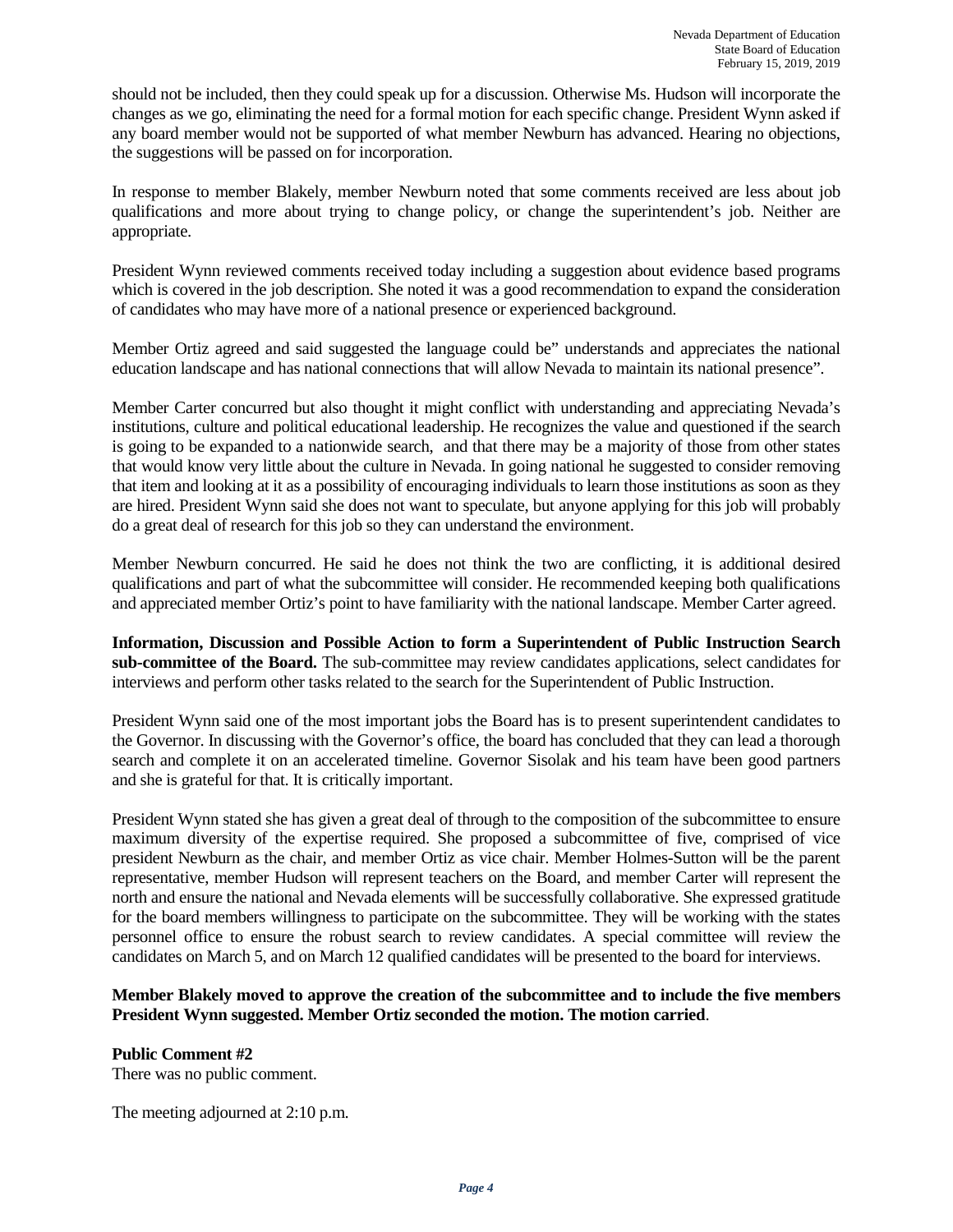should not be included, then they could speak up for a discussion. Otherwise Ms. Hudson will incorporate the changes as we go, eliminating the need for a formal motion for each specific change. President Wynn asked if any board member would not be supported of what member Newburn has advanced. Hearing no objections, the suggestions will be passed on for incorporation.

In response to member Blakely, member Newburn noted that some comments received are less about job qualifications and more about trying to change policy, or change the superintendent's job. Neither are appropriate.

President Wynn reviewed comments received today including a suggestion about evidence based programs which is covered in the job description. She noted it was a good recommendation to expand the consideration of candidates who may have more of a national presence or experienced background.

Member Ortiz agreed and said suggested the language could be" understands and appreciates the national education landscape and has national connections that will allow Nevada to maintain its national presence".

Member Carter concurred but also thought it might conflict with understanding and appreciating Nevada's institutions, culture and political educational leadership. He recognizes the value and questioned if the search is going to be expanded to a nationwide search, and that there may be a majority of those from other states that would know very little about the culture in Nevada. In going national he suggested to consider removing that item and looking at it as a possibility of encouraging individuals to learn those institutions as soon as they are hired. President Wynn said she does not want to speculate, but anyone applying for this job will probably do a great deal of research for this job so they can understand the environment.

Member Newburn concurred. He said he does not think the two are conflicting, it is additional desired qualifications and part of what the subcommittee will consider. He recommended keeping both qualifications and appreciated member Ortiz's point to have familiarity with the national landscape. Member Carter agreed.

**Information, Discussion and Possible Action to form a Superintendent of Public Instruction Search sub-committee of the Board.** The sub-committee may review candidates applications, select candidates for interviews and perform other tasks related to the search for the Superintendent of Public Instruction.

President Wynn said one of the most important jobs the Board has is to present superintendent candidates to the Governor. In discussing with the Governor's office, the board has concluded that they can lead a thorough search and complete it on an accelerated timeline. Governor Sisolak and his team have been good partners and she is grateful for that. It is critically important.

President Wynn stated she has given a great deal of through to the composition of the subcommittee to ensure maximum diversity of the expertise required. She proposed a subcommittee of five, comprised of vice president Newburn as the chair, and member Ortiz as vice chair. Member Holmes-Sutton will be the parent representative, member Hudson will represent teachers on the Board, and member Carter will represent the north and ensure the national and Nevada elements will be successfully collaborative. She expressed gratitude for the board members willingness to participate on the subcommittee. They will be working with the states personnel office to ensure the robust search to review candidates. A special committee will review the candidates on March 5, and on March 12 qualified candidates will be presented to the board for interviews.

**Member Blakely moved to approve the creation of the subcommittee and to include the five members President Wynn suggested. Member Ortiz seconded the motion. The motion carried**.

**Public Comment #2**
There was no public comment.

The meeting adjourned at 2:10 p.m.